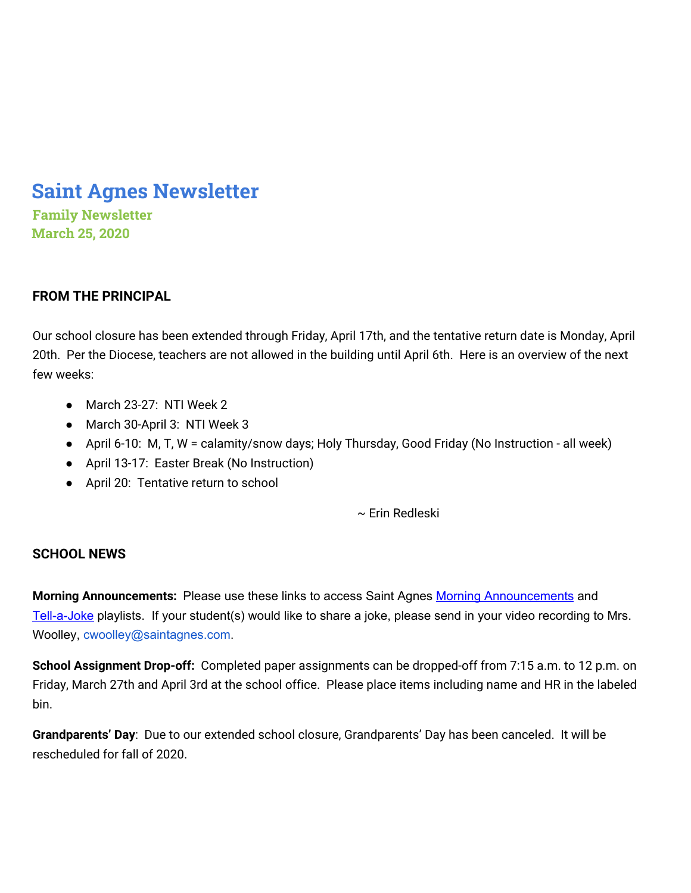# Saint Agnes Newsletter

## Family Newsletter
## March 25, 2020

### FROM THE PRINCIPAL

Our school closure has been extended through Friday, April 17th, and the tentative return date is Monday, April 20th. Per the Diocese, teachers are not allowed in the building until April 6th. Here is an overview of the next few weeks:

- March 23-27: NTI Week 2
- March 30-April 3: NTI Week 3
- April 6-10: M, T, W = calamity/snow days; Holy Thursday, Good Friday (No Instruction - all week)
- April 13-17: Easter Break (No Instruction)
- April 20: Tentative return to school

~ Erin Redleski

### SCHOOL NEWS

**Morning Announcements:** Please use these links to access Saint Agnes Morning Announcements and Tell-a-Joke playlists. If your student(s) would like to share a joke, please send in your video recording to Mrs. Woolley, cwoolley@saintagnes.com.

**School Assignment Drop-off:** Completed paper assignments can be dropped-off from 7:15 a.m. to 12 p.m. on Friday, March 27th and April 3rd at the school office. Please place items including name and HR in the labeled bin.

**Grandparents' Day**: Due to our extended school closure, Grandparents' Day has been canceled. It will be rescheduled for fall of 2020.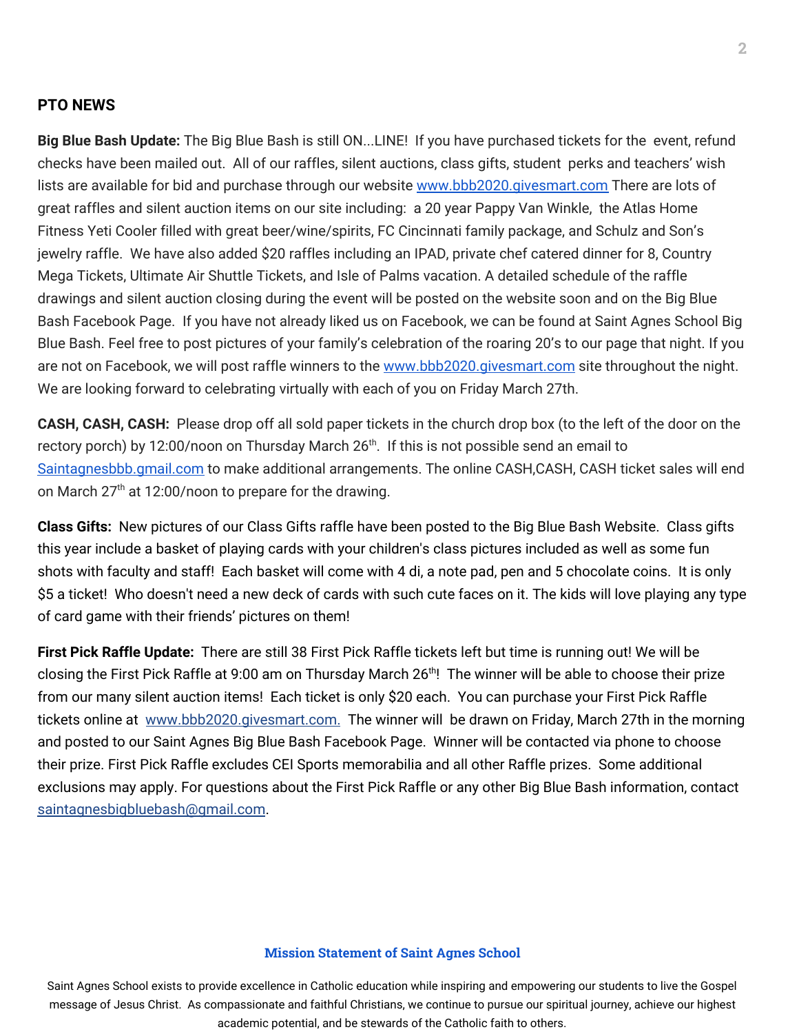## PTO NEWS

**Big Blue Bash Update:** The Big Blue Bash is still ON...LINE! If you have purchased tickets for the event, refund checks have been mailed out. All of our raffles, silent auctions, class gifts, student perks and teachers' wish lists are available for bid and purchase through our website www.bbb2020.givesmart.com There are lots of great raffles and silent auction items on our site including: a 20 year Pappy Van Winkle, the Atlas Home Fitness Yeti Cooler filled with great beer/wine/spirits, FC Cincinnati family package, and Schulz and Son's jewelry raffle. We have also added $20 raffles including an IPAD, private chef catered dinner for 8, Country Mega Tickets, Ultimate Air Shuttle Tickets, and Isle of Palms vacation. A detailed schedule of the raffle drawings and silent auction closing during the event will be posted on the website soon and on the Big Blue Bash Facebook Page. If you have not already liked us on Facebook, we can be found at Saint Agnes School Big Blue Bash. Feel free to post pictures of your family's celebration of the roaring 20's to our page that night. If you are not on Facebook, we will post raffle winners to the www.bbb2020.givesmart.com site throughout the night. We are looking forward to celebrating virtually with each of you on Friday March 27th.

**CASH, CASH, CASH:** Please drop off all sold paper tickets in the church drop box (to the left of the door on the rectory porch) by 12:00/noon on Thursday March 26th. If this is not possible send an email to Saintagnesbbb.gmail.com to make additional arrangements. The online CASH,CASH, CASH ticket sales will end on March 27th at 12:00/noon to prepare for the drawing.

**Class Gifts:** New pictures of our Class Gifts raffle have been posted to the Big Blue Bash Website. Class gifts this year include a basket of playing cards with your children's class pictures included as well as some fun shots with faculty and staff! Each basket will come with 4 di, a note pad, pen and 5 chocolate coins. It is only $5 a ticket! Who doesn't need a new deck of cards with such cute faces on it. The kids will love playing any type of card game with their friends' pictures on them!

**First Pick Raffle Update:** There are still 38 First Pick Raffle tickets left but time is running out! We will be closing the First Pick Raffle at 9:00 am on Thursday March 26th! The winner will be able to choose their prize from our many silent auction items! Each ticket is only $20 each. You can purchase your First Pick Raffle tickets online at www.bbb2020.givesmart.com. The winner will be drawn on Friday, March 27th in the morning and posted to our Saint Agnes Big Blue Bash Facebook Page. Winner will be contacted via phone to choose their prize. First Pick Raffle excludes CEI Sports memorabilia and all other Raffle prizes. Some additional exclusions may apply. For questions about the First Pick Raffle or any other Big Blue Bash information, contact saintagnesbigbluebash@gmail.com.

**Mission Statement of Saint Agnes School**

Saint Agnes School exists to provide excellence in Catholic education while inspiring and empowering our students to live the Gospel message of Jesus Christ. As compassionate and faithful Christians, we continue to pursue our spiritual journey, achieve our highest academic potential, and be stewards of the Catholic faith to others.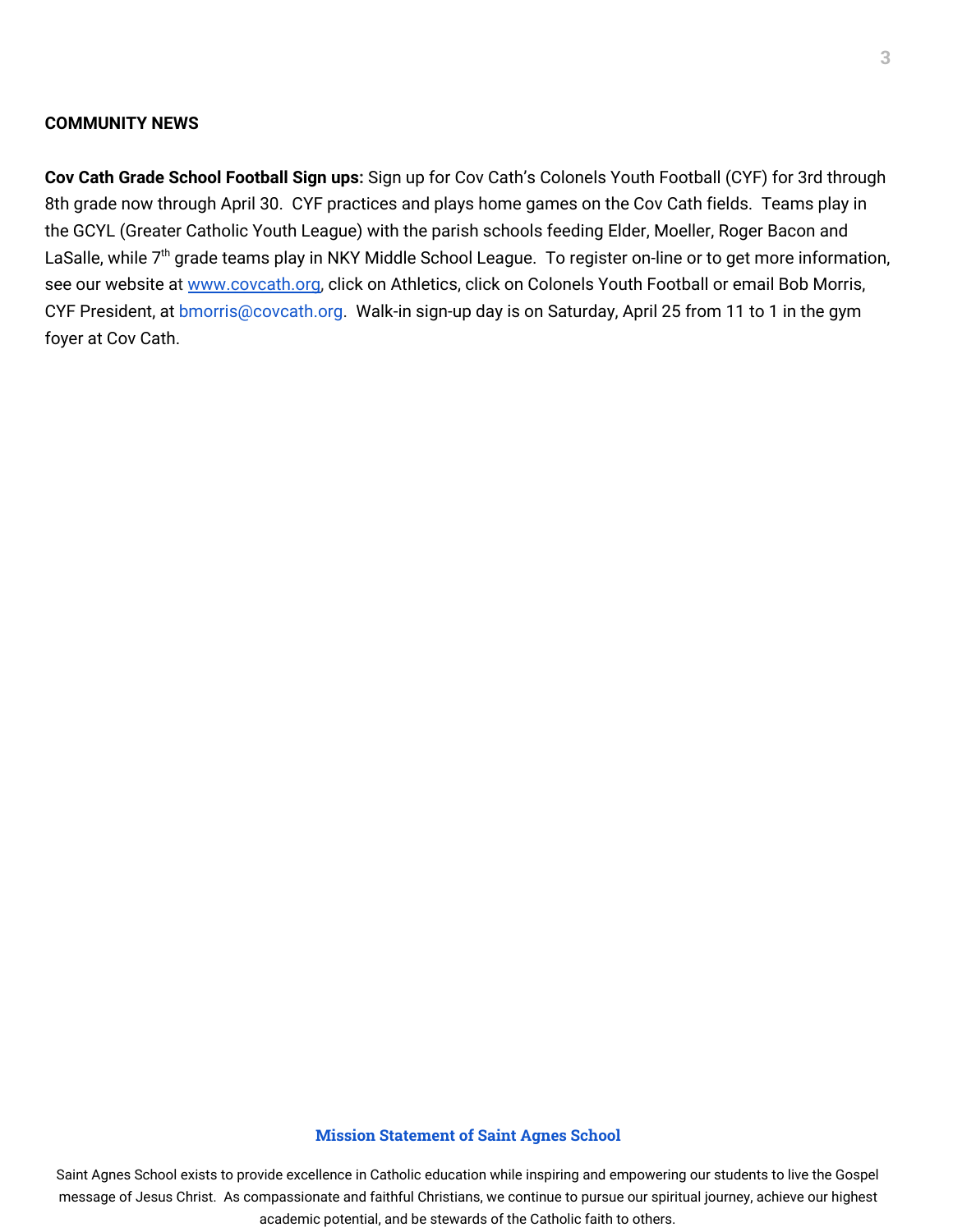**COMMUNITY NEWS**

**Cov Cath Grade School Football Sign ups:** Sign up for Cov Cath's Colonels Youth Football (CYF) for 3rd through 8th grade now through April 30. CYF practices and plays home games on the Cov Cath fields. Teams play in the GCYL (Greater Catholic Youth League) with the parish schools feeding Elder, Moeller, Roger Bacon and LaSalle, while 7th grade teams play in NKY Middle School League. To register on-line or to get more information, see our website at [www.covcath.org](http://www.covcath.org), click on Athletics, click on Colonels Youth Football or email Bob Morris, CYF President, at bmorris@covcath.org. Walk-in sign-up day is on Saturday, April 25 from 11 to 1 in the gym foyer at Cov Cath.

**Mission Statement of Saint Agnes School**

Saint Agnes School exists to provide excellence in Catholic education while inspiring and empowering our students to live the Gospel message of Jesus Christ. As compassionate and faithful Christians, we continue to pursue our spiritual journey, achieve our highest academic potential, and be stewards of the Catholic faith to others.